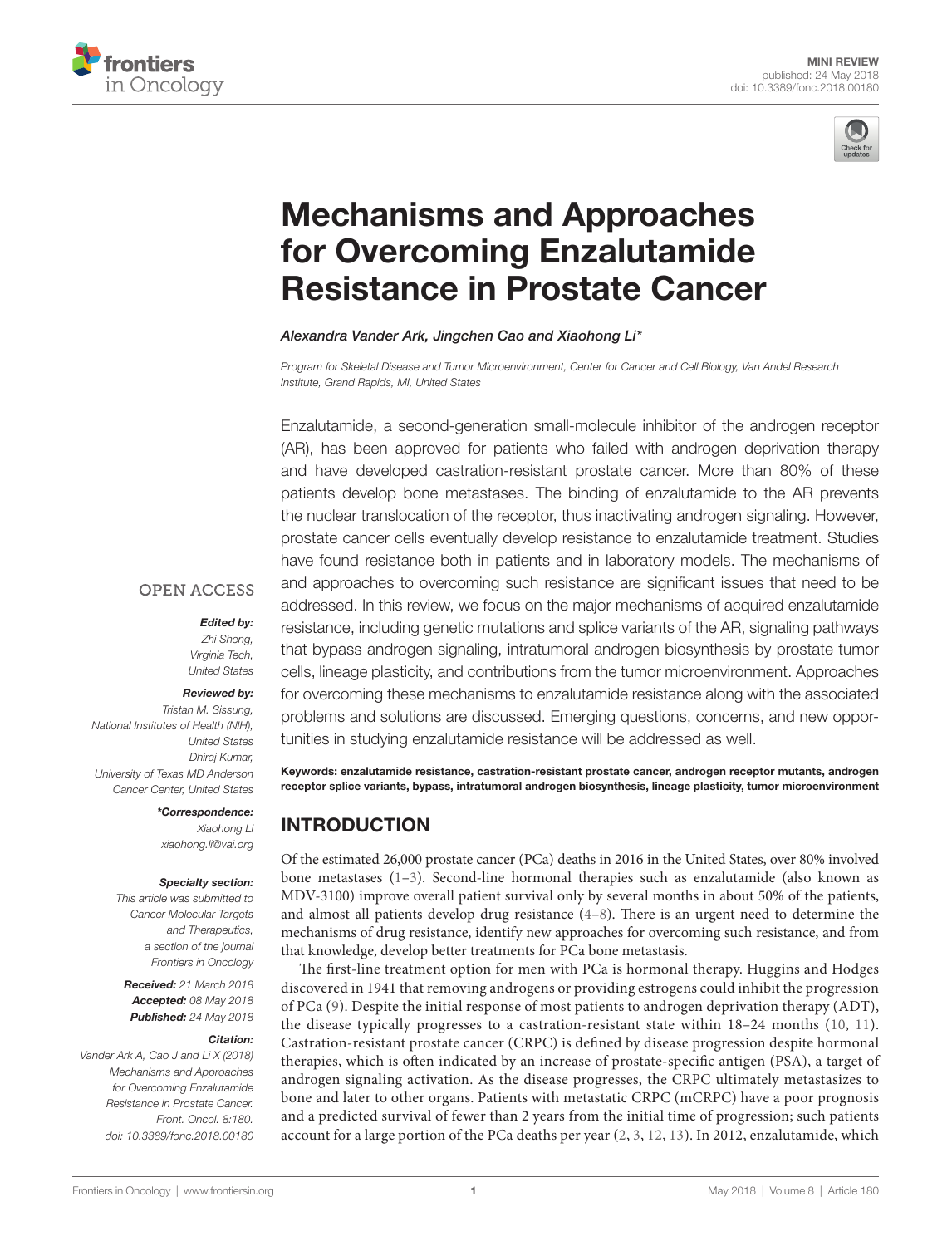MINI REVIEW
published: 24 May 2018
doi: 10.3389/fonc.2018.00180

# Mechanisms and Approaches for Overcoming Enzalutamide Resistance in Prostate Cancer

*Alexandra Vander Ark, Jingchen Cao and Xiaohong Li**

*Program for Skeletal Disease and Tumor Microenvironment, Center for Cancer and Cell Biology, Van Andel Research Institute, Grand Rapids, MI, United States*

Enzalutamide, a second-generation small-molecule inhibitor of the androgen receptor (AR), has been approved for patients who failed with androgen deprivation therapy and have developed castration-resistant prostate cancer. More than 80% of these patients develop bone metastases. The binding of enzalutamide to the AR prevents the nuclear translocation of the receptor, thus inactivating androgen signaling. However, prostate cancer cells eventually develop resistance to enzalutamide treatment. Studies have found resistance both in patients and in laboratory models. The mechanisms of and approaches to overcoming such resistance are significant issues that need to be addressed. In this review, we focus on the major mechanisms of acquired enzalutamide resistance, including genetic mutations and splice variants of the AR, signaling pathways that bypass androgen signaling, intratumoral androgen biosynthesis by prostate tumor cells, lineage plasticity, and contributions from the tumor microenvironment. Approaches for overcoming these mechanisms to enzalutamide resistance along with the associated problems and solutions are discussed. Emerging questions, concerns, and new opportunities in studying enzalutamide resistance will be addressed as well.

**Keywords: enzalutamide resistance, castration-resistant prostate cancer, androgen receptor mutants, androgen receptor splice variants, bypass, intratumoral androgen biosynthesis, lineage plasticity, tumor microenvironment**

OPEN ACCESS

***Edited by:***
*Zhi Sheng, Virginia Tech, United States*

***Reviewed by:***
*Tristan M. Sissung, National Institutes of Health (NIH), United States*
*Dhiraj Kumar, University of Texas MD Anderson Cancer Center, United States*

***\*Correspondence:***
*Xiaohong Li*
*xiaohong.li@vai.org*

***Specialty section:***
*This article was submitted to Cancer Molecular Targets and Therapeutics, a section of the journal Frontiers in Oncology*

***Received:*** *21 March 2018*
***Accepted:*** *08 May 2018*
***Published:*** *24 May 2018*

***Citation:***
*Vander Ark A, Cao J and Li X (2018) Mechanisms and Approaches for Overcoming Enzalutamide Resistance in Prostate Cancer. Front. Oncol. 8:180. doi: 10.3389/fonc.2018.00180*

## INTRODUCTION

Of the estimated 26,000 prostate cancer (PCa) deaths in 2016 in the United States, over 80% involved bone metastases (1–3). Second-line hormonal therapies such as enzalutamide (also known as MDV-3100) improve overall patient survival only by several months in about 50% of the patients, and almost all patients develop drug resistance (4–8). There is an urgent need to determine the mechanisms of drug resistance, identify new approaches for overcoming such resistance, and from that knowledge, develop better treatments for PCa bone metastasis.

The first-line treatment option for men with PCa is hormonal therapy. Huggins and Hodges discovered in 1941 that removing androgens or providing estrogens could inhibit the progression of PCa (9). Despite the initial response of most patients to androgen deprivation therapy (ADT), the disease typically progresses to a castration-resistant state within 18–24 months (10, 11). Castration-resistant prostate cancer (CRPC) is defined by disease progression despite hormonal therapies, which is often indicated by an increase of prostate-specific antigen (PSA), a target of androgen signaling activation. As the disease progresses, the CRPC ultimately metastasizes to bone and later to other organs. Patients with metastatic CRPC (mCRPC) have a poor prognosis and a predicted survival of fewer than 2 years from the initial time of progression; such patients account for a large portion of the PCa deaths per year (2, 3, 12, 13). In 2012, enzalutamide, which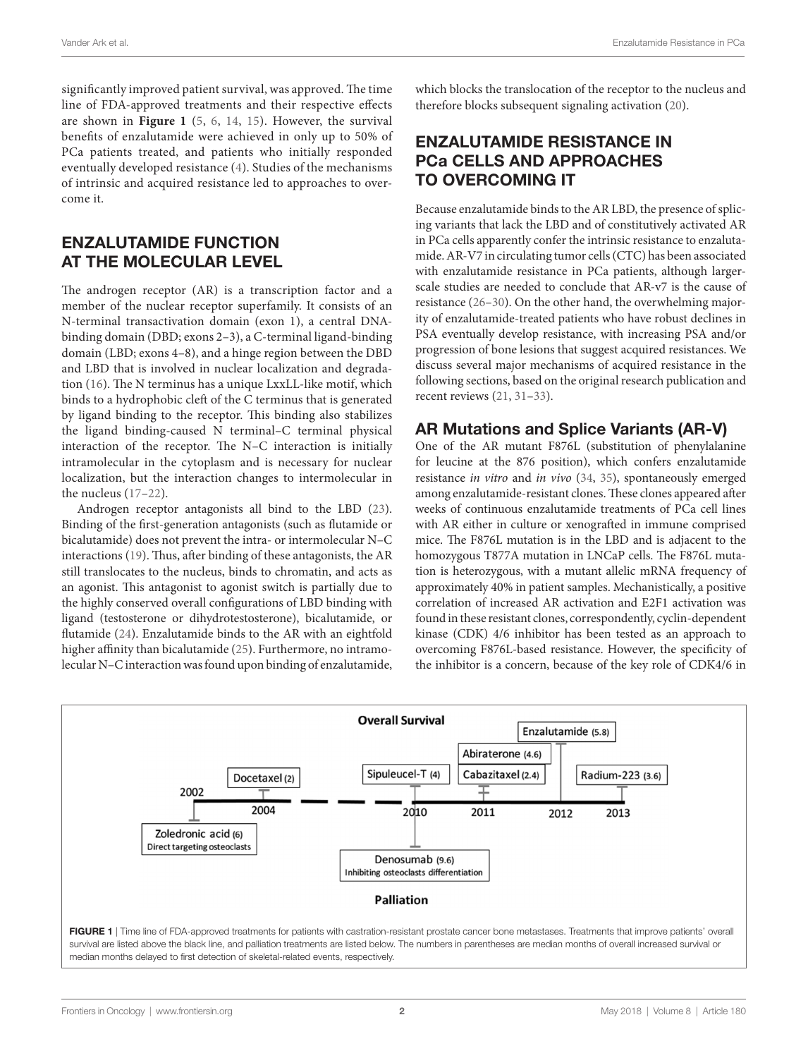significantly improved patient survival, was approved. The time line of FDA-approved treatments and their respective effects are shown in **Figure 1** (5, 6, 14, 15). However, the survival benefits of enzalutamide were achieved in only up to 50% of PCa patients treated, and patients who initially responded eventually developed resistance (4). Studies of the mechanisms of intrinsic and acquired resistance led to approaches to overcome it.

## ENZALUTAMIDE FUNCTION AT THE MOLECULAR LEVEL

The androgen receptor (AR) is a transcription factor and a member of the nuclear receptor superfamily. It consists of an N-terminal transactivation domain (exon 1), a central DNA-binding domain (DBD; exons 2–3), a C-terminal ligand-binding domain (LBD; exons 4–8), and a hinge region between the DBD and LBD that is involved in nuclear localization and degradation (16). The N terminus has a unique LxxLL-like motif, which binds to a hydrophobic cleft of the C terminus that is generated by ligand binding to the receptor. This binding also stabilizes the ligand binding-caused N terminal–C terminal physical interaction of the receptor. The N–C interaction is initially intramolecular in the cytoplasm and is necessary for nuclear localization, but the interaction changes to intermolecular in the nucleus (17–22).

Androgen receptor antagonists all bind to the LBD (23). Binding of the first-generation antagonists (such as flutamide or bicalutamide) does not prevent the intra- or intermolecular N–C interactions (19). Thus, after binding of these antagonists, the AR still translocates to the nucleus, binds to chromatin, and acts as an agonist. This antagonist to agonist switch is partially due to the highly conserved overall configurations of LBD binding with ligand (testosterone or dihydrotestosterone), bicalutamide, or flutamide (24). Enzalutamide binds to the AR with an eightfold higher affinity than bicalutamide (25). Furthermore, no intramolecular N–C interaction was found upon binding of enzalutamide, which blocks the translocation of the receptor to the nucleus and therefore blocks subsequent signaling activation (20).

## ENZALUTAMIDE RESISTANCE IN PCa CELLS AND APPROACHES TO OVERCOMING IT

Because enzalutamide binds to the AR LBD, the presence of splicing variants that lack the LBD and of constitutively activated AR in PCa cells apparently confer the intrinsic resistance to enzalutamide. AR-V7 in circulating tumor cells (CTC) has been associated with enzalutamide resistance in PCa patients, although larger-scale studies are needed to conclude that AR-v7 is the cause of resistance (26–30). On the other hand, the overwhelming majority of enzalutamide-treated patients who have robust declines in PSA eventually develop resistance, with increasing PSA and/or progression of bone lesions that suggest acquired resistances. We discuss several major mechanisms of acquired resistance in the following sections, based on the original research publication and recent reviews (21, 31–33).

### AR Mutations and Splice Variants (AR-V)

One of the AR mutant F876L (substitution of phenylalanine for leucine at the 876 position), which confers enzalutamide resistance *in vitro* and *in vivo* (34, 35), spontaneously emerged among enzalutamide-resistant clones. These clones appeared after weeks of continuous enzalutamide treatments of PCa cell lines with AR either in culture or xenografted in immune comprised mice. The F876L mutation is in the LBD and is adjacent to the homozygous T877A mutation in LNCaP cells. The F876L mutation is heterozygous, with a mutant allelic mRNA frequency of approximately 40% in patient samples. Mechanistically, a positive correlation of increased AR activation and E2F1 activation was found in these resistant clones, correspondently, cyclin-dependent kinase (CDK) 4/6 inhibitor has been tested as an approach to overcoming F876L-based resistance. However, the specificity of the inhibitor is a concern, because of the key role of CDK4/6 in

**Overall Survival**

2002 — Zoledronic acid (6) Direct targeting osteoclasts; 2004 — Docetaxel (2); 2010 — Sipuleucel-T (4); Denosumab (9.6) Inhibiting osteoclasts differentiation; 2011 — Abiraterone (4.6), Cabazitaxel (2.4); 2012 — Enzalutamide (5.8); 2013 — Radium-223 (3.6)

**Palliation**

**FIGURE 1** | Time line of FDA-approved treatments for patients with castration-resistant prostate cancer bone metastases. Treatments that improve patients' overall survival are listed above the black line, and palliation treatments are listed below. The numbers in parentheses are median months of overall increased survival or median months delayed to first detection of skeletal-related events, respectively.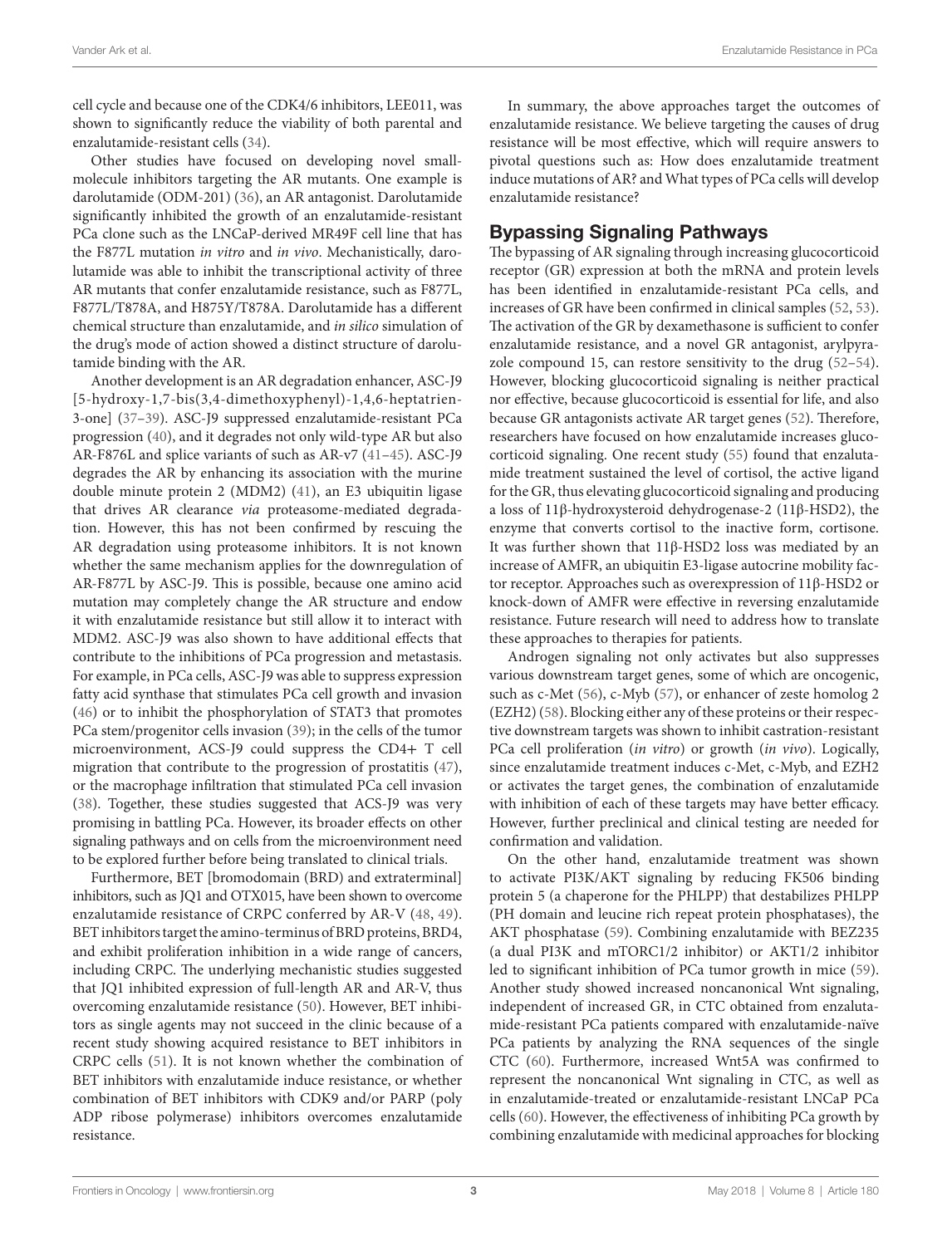cell cycle and because one of the CDK4/6 inhibitors, LEE011, was shown to significantly reduce the viability of both parental and enzalutamide-resistant cells (34).

Other studies have focused on developing novel small-molecule inhibitors targeting the AR mutants. One example is darolutamide (ODM-201) (36), an AR antagonist. Darolutamide significantly inhibited the growth of an enzalutamide-resistant PCa clone such as the LNCaP-derived MR49F cell line that has the F877L mutation *in vitro* and *in vivo*. Mechanistically, darolutamide was able to inhibit the transcriptional activity of three AR mutants that confer enzalutamide resistance, such as F877L, F877L/T878A, and H875Y/T878A. Darolutamide has a different chemical structure than enzalutamide, and *in silico* simulation of the drug's mode of action showed a distinct structure of darolutamide binding with the AR.

Another development is an AR degradation enhancer, ASC-J9 [5-hydroxy-1,7-bis(3,4-dimethoxyphenyl)-1,4,6-heptatrien-3-one] (37–39). ASC-J9 suppressed enzalutamide-resistant PCa progression (40), and it degrades not only wild-type AR but also AR-F876L and splice variants of such as AR-v7 (41–45). ASC-J9 degrades the AR by enhancing its association with the murine double minute protein 2 (MDM2) (41), an E3 ubiquitin ligase that drives AR clearance *via* proteasome-mediated degradation. However, this has not been confirmed by rescuing the AR degradation using proteasome inhibitors. It is not known whether the same mechanism applies for the downregulation of AR-F877L by ASC-J9. This is possible, because one amino acid mutation may completely change the AR structure and endow it with enzalutamide resistance but still allow it to interact with MDM2. ASC-J9 was also shown to have additional effects that contribute to the inhibitions of PCa progression and metastasis. For example, in PCa cells, ASC-J9 was able to suppress expression fatty acid synthase that stimulates PCa cell growth and invasion (46) or to inhibit the phosphorylation of STAT3 that promotes PCa stem/progenitor cells invasion (39); in the cells of the tumor microenvironment, ACS-J9 could suppress the CD4+ T cell migration that contribute to the progression of prostatitis (47), or the macrophage infiltration that stimulated PCa cell invasion (38). Together, these studies suggested that ACS-J9 was very promising in battling PCa. However, its broader effects on other signaling pathways and on cells from the microenvironment need to be explored further before being translated to clinical trials.

Furthermore, BET [bromodomain (BRD) and extraterminal] inhibitors, such as JQ1 and OTX015, have been shown to overcome enzalutamide resistance of CRPC conferred by AR-V (48, 49). BET inhibitors target the amino-terminus of BRD proteins, BRD4, and exhibit proliferation inhibition in a wide range of cancers, including CRPC. The underlying mechanistic studies suggested that JQ1 inhibited expression of full-length AR and AR-V, thus overcoming enzalutamide resistance (50). However, BET inhibitors as single agents may not succeed in the clinic because of a recent study showing acquired resistance to BET inhibitors in CRPC cells (51). It is not known whether the combination of BET inhibitors with enzalutamide induce resistance, or whether combination of BET inhibitors with CDK9 and/or PARP (poly ADP ribose polymerase) inhibitors overcomes enzalutamide resistance.

In summary, the above approaches target the outcomes of enzalutamide resistance. We believe targeting the causes of drug resistance will be most effective, which will require answers to pivotal questions such as: How does enzalutamide treatment induce mutations of AR? and What types of PCa cells will develop enzalutamide resistance?

## Bypassing Signaling Pathways

The bypassing of AR signaling through increasing glucocorticoid receptor (GR) expression at both the mRNA and protein levels has been identified in enzalutamide-resistant PCa cells, and increases of GR have been confirmed in clinical samples (52, 53). The activation of the GR by dexamethasone is sufficient to confer enzalutamide resistance, and a novel GR antagonist, arylpyrazole compound 15, can restore sensitivity to the drug (52–54). However, blocking glucocorticoid signaling is neither practical nor effective, because glucocorticoid is essential for life, and also because GR antagonists activate AR target genes (52). Therefore, researchers have focused on how enzalutamide increases glucocorticoid signaling. One recent study (55) found that enzalutamide treatment sustained the level of cortisol, the active ligand for the GR, thus elevating glucocorticoid signaling and producing a loss of 11β-hydroxysteroid dehydrogenase-2 (11β-HSD2), the enzyme that converts cortisol to the inactive form, cortisone. It was further shown that 11β-HSD2 loss was mediated by an increase of AMFR, an ubiquitin E3-ligase autocrine mobility factor receptor. Approaches such as overexpression of 11β-HSD2 or knock-down of AMFR were effective in reversing enzalutamide resistance. Future research will need to address how to translate these approaches to therapies for patients.

Androgen signaling not only activates but also suppresses various downstream target genes, some of which are oncogenic, such as c-Met (56), c-Myb (57), or enhancer of zeste homolog 2 (EZH2) (58). Blocking either any of these proteins or their respective downstream targets was shown to inhibit castration-resistant PCa cell proliferation (*in vitro*) or growth (*in vivo*). Logically, since enzalutamide treatment induces c-Met, c-Myb, and EZH2 or activates the target genes, the combination of enzalutamide with inhibition of each of these targets may have better efficacy. However, further preclinical and clinical testing are needed for confirmation and validation.

On the other hand, enzalutamide treatment was shown to activate PI3K/AKT signaling by reducing FK506 binding protein 5 (a chaperone for the PHLPP) that destabilizes PHLPP (PH domain and leucine rich repeat protein phosphatases), the AKT phosphatase (59). Combining enzalutamide with BEZ235 (a dual PI3K and mTORC1/2 inhibitor) or AKT1/2 inhibitor led to significant inhibition of PCa tumor growth in mice (59). Another study showed increased noncanonical Wnt signaling, independent of increased GR, in CTC obtained from enzalutamide-resistant PCa patients compared with enzalutamide-naïve PCa patients by analyzing the RNA sequences of the single CTC (60). Furthermore, increased Wnt5A was confirmed to represent the noncanonical Wnt signaling in CTC, as well as in enzalutamide-treated or enzalutamide-resistant LNCaP PCa cells (60). However, the effectiveness of inhibiting PCa growth by combining enzalutamide with medicinal approaches for blocking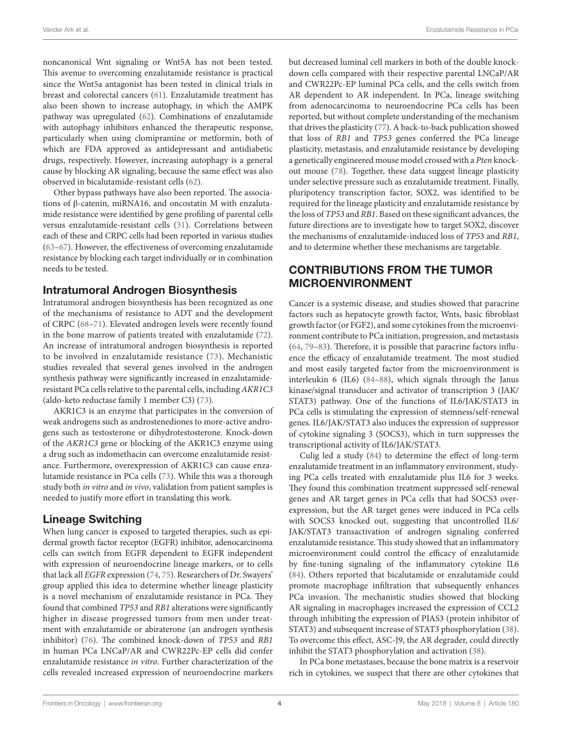noncanonical Wnt signaling or Wnt5A has not been tested. This avenue to overcoming enzalutamide resistance is practical since the Wnt5a antagonist has been tested in clinical trials in breast and colorectal cancers (61). Enzalutamide treatment has also been shown to increase autophagy, in which the AMPK pathway was upregulated (62). Combinations of enzalutamide with autophagy inhibitors enhanced the therapeutic response, particularly when using clomipramine or metformin, both of which are FDA approved as antidepressant and antidiabetic drugs, respectively. However, increasing autophagy is a general cause by blocking AR signaling, because the same effect was also observed in bicalutamide-resistant cells (62).

Other bypass pathways have also been reported. The associations of β-catenin, miRNA16, and oncostatin M with enzalutamide resistance were identified by gene profiling of parental cells versus enzalutamide-resistant cells (31). Correlations between each of these and CRPC cells had been reported in various studies (63–67). However, the effectiveness of overcoming enzalutamide resistance by blocking each target individually or in combination needs to be tested.

### Intratumoral Androgen Biosynthesis

Intratumoral androgen biosynthesis has been recognized as one of the mechanisms of resistance to ADT and the development of CRPC (68–71). Elevated androgen levels were recently found in the bone marrow of patients treated with enzalutamide (72). An increase of intratumoral androgen biosynthesis is reported to be involved in enzalutamide resistance (73). Mechanistic studies revealed that several genes involved in the androgen synthesis pathway were significantly increased in enzalutamide-resistant PCa cells relative to the parental cells, including *AKR1C3* (aldo-keto reductase family 1 member C3) (73).

AKR1C3 is an enzyme that participates in the conversion of weak androgens such as androstenediones to more-active androgens such as testosterone or dihydrotestosterone. Knock-down of the *AKR1C3* gene or blocking of the AKR1C3 enzyme using a drug such as indomethacin can overcome enzalutamide resistance. Furthermore, overexpression of AKR1C3 can cause enzalutamide resistance in PCa cells (73). While this was a thorough study both *in vitro* and *in vivo*, validation from patient samples is needed to justify more effort in translating this work.

### Lineage Switching

When lung cancer is exposed to targeted therapies, such as epidermal growth factor receptor (EGFR) inhibitor, adenocarcinoma cells can switch from EGFR dependent to EGFR independent with expression of neuroendocrine lineage markers, or to cells that lack all *EGFR* expression (74, 75). Researchers of Dr. Swayers' group applied this idea to determine whether lineage plasticity is a novel mechanism of enzalutamide resistance in PCa. They found that combined *TP53* and *RB1* alterations were significantly higher in disease progressed tumors from men under treatment with enzalutamide or abiraterone (an androgen synthesis inhibitor) (76). The combined knock-down of *TP53* and *RB1* in human PCa LNCaP/AR and CWR22Pc-EP cells did confer enzalutamide resistance *in vitro*. Further characterization of the cells revealed increased expression of neuroendocrine markers but decreased luminal cell markers in both of the double knock-down cells compared with their respective parental LNCaP/AR and CWR22Pc-EP luminal PCa cells, and the cells switch from AR dependent to AR independent. In PCa, lineage switching from adenocarcinoma to neuroendocrine PCa cells has been reported, but without complete understanding of the mechanism that drives the plasticity (77). A back-to-back publication showed that loss of *RB1* and *TP53* genes conferred the PCa lineage plasticity, metastasis, and enzalutamide resistance by developing a genetically engineered mouse model crossed with a *Pten* knockout mouse (78). Together, these data suggest lineage plasticity under selective pressure such as enzalutamide treatment. Finally, pluripotency transcription factor, SOX2, was identified to be required for the lineage plasticity and enzalutamide resistance by the loss of *TP53* and *RB1*. Based on these significant advances, the future directions are to investigate how to target SOX2, discover the mechanisms of enzalutamide-induced loss of *TP53* and *RB1*, and to determine whether these mechanisms are targetable.

## CONTRIBUTIONS FROM THE TUMOR MICROENVIRONMENT

Cancer is a systemic disease, and studies showed that paracrine factors such as hepatocyte growth factor, Wnts, basic fibroblast growth factor (or FGF2), and some cytokines from the microenvironment contribute to PCa initiation, progression, and metastasis (64, 79–83). Therefore, it is possible that paracrine factors influence the efficacy of enzalutamide treatment. The most studied and most easily targeted factor from the microenvironment is interleukin 6 (IL6) (84–88), which signals through the Janus kinase/signal transducer and activator of transcription 3 (JAK/STAT3) pathway. One of the functions of IL6/JAK/STAT3 in PCa cells is stimulating the expression of stemness/self-renewal genes. IL6/JAK/STAT3 also induces the expression of suppressor of cytokine signaling 3 (SOCS3), which in turn suppresses the transcriptional activity of IL6/JAK/STAT3.

Culig led a study (84) to determine the effect of long-term enzalutamide treatment in an inflammatory environment, studying PCa cells treated with enzalutamide plus IL6 for 3 weeks. They found this combination treatment suppressed self-renewal genes and AR target genes in PCa cells that had SOCS3 overexpression, but the AR target genes were induced in PCa cells with SOCS3 knocked out, suggesting that uncontrolled IL6/JAK/STAT3 transactivation of androgen signaling conferred enzalutamide resistance. This study showed that an inflammatory microenvironment could control the efficacy of enzalutamide by fine-tuning signaling of the inflammatory cytokine IL6 (84). Others reported that bicalutamide or enzalutamide could promote macrophage infiltration that subsequently enhances PCa invasion. The mechanistic studies showed that blocking AR signaling in macrophages increased the expression of CCL2 through inhibiting the expression of PIAS3 (protein inhibitor of STAT3) and subsequent increase of STAT3 phosphorylation (38). To overcome this effect, ASC-J9, the AR degrader, could directly inhibit the STAT3 phosphorylation and activation (38).

In PCa bone metastases, because the bone matrix is a reservoir rich in cytokines, we suspect that there are other cytokines that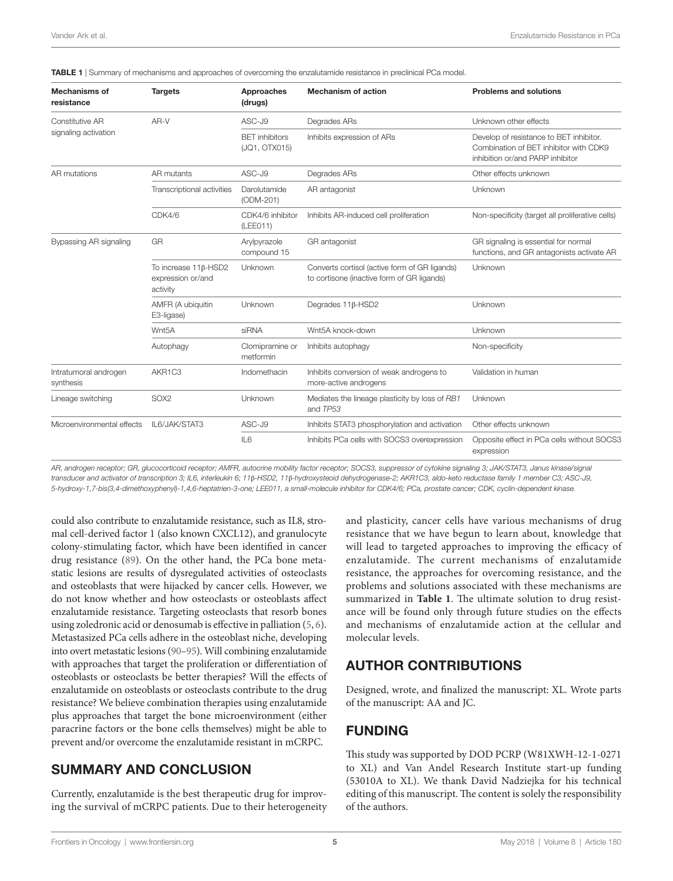**TABLE 1** | Summary of mechanisms and approaches of overcoming the enzalutamide resistance in preclinical PCa model.

| Mechanisms of resistance | Targets | Approaches (drugs) | Mechanism of action | Problems and solutions |
|---|---|---|---|---|
| Constitutive AR signaling activation | AR-V | ASC-J9 | Degrades ARs | Unknown other effects |
| | | BET inhibitors (JQ1, OTX015) | Inhibits expression of ARs | Develop of resistance to BET inhibitor. Combination of BET inhibitor with CDK9 inhibition or/and PARP inhibitor |
| AR mutations | AR mutants | ASC-J9 | Degrades ARs | Other effects unknown |
| | Transcriptional activities | Darolutamide (ODM-201) | AR antagonist | Unknown |
| | CDK4/6 | CDK4/6 inhibitor (LEE011) | Inhibits AR-induced cell proliferation | Non-specificity (target all proliferative cells) |
| Bypassing AR signaling | GR | Arylpyrazole compound 15 | GR antagonist | GR signaling is essential for normal functions, and GR antagonists activate AR |
| | To increase 11β-HSD2 expression or/and activity | Unknown | Converts cortisol (active form of GR ligands) to cortisone (inactive form of GR ligands) | Unknown |
| | AMFR (A ubiquitin E3-ligase) | Unknown | Degrades 11β-HSD2 | Unknown |
| | Wnt5A | siRNA | Wnt5A knock-down | Unknown |
| | Autophagy | Clomipramine or metformin | Inhibits autophagy | Non-specificity |
| Intratumoral androgen synthesis | AKR1C3 | Indomethacin | Inhibits conversion of weak androgens to more-active androgens | Validation in human |
| Lineage switching | SOX2 | Unknown | Mediates the lineage plasticity by loss of *RB1* and *TP53* | Unknown |
| Microenvironmental effects | IL6/JAK/STAT3 | ASC-J9 | Inhibits STAT3 phosphorylation and activation | Other effects unknown |
| | | IL6 | Inhibits PCa cells with SOCS3 overexpression | Opposite effect in PCa cells without SOCS3 expression |

*AR, androgen receptor; GR, glucocorticoid receptor; AMFR, autocrine mobility factor receptor; SOCS3, suppressor of cytokine signaling 3; JAK/STAT3, Janus kinase/signal transducer and activator of transcription 3; IL6, interleukin 6; 11β-HSD2, 11β-hydroxysteoid dehydrogenase-2; AKR1C3, aldo-keto reductase family 1 member C3; ASC-J9, 5-hydroxy-1,7-bis(3,4-dimethoxyphenyl)-1,4,6-heptatrien-3-one; LEE011, a small-molecule inhibitor for CDK4/6; PCa, prostate cancer; CDK, cyclin-dependent kinase.*

could also contribute to enzalutamide resistance, such as IL8, stromal cell-derived factor 1 (also known CXCL12), and granulocyte colony-stimulating factor, which have been identified in cancer drug resistance (89). On the other hand, the PCa bone metastatic lesions are results of dysregulated activities of osteoclasts and osteoblasts that were hijacked by cancer cells. However, we do not know whether and how osteoclasts or osteoblasts affect enzalutamide resistance. Targeting osteoclasts that resorb bones using zoledronic acid or denosumab is effective in palliation (5, 6). Metastasized PCa cells adhere in the osteoblast niche, developing into overt metastatic lesions (90–95). Will combining enzalutamide with approaches that target the proliferation or differentiation of osteoblasts or osteoclasts be better therapies? Will the effects of enzalutamide on osteoblasts or osteoclasts contribute to the drug resistance? We believe combination therapies using enzalutamide plus approaches that target the bone microenvironment (either paracrine factors or the bone cells themselves) might be able to prevent and/or overcome the enzalutamide resistant in mCRPC.

## SUMMARY AND CONCLUSION

Currently, enzalutamide is the best therapeutic drug for improving the survival of mCRPC patients. Due to their heterogeneity and plasticity, cancer cells have various mechanisms of drug resistance that we have begun to learn about, knowledge that will lead to targeted approaches to improving the efficacy of enzalutamide. The current mechanisms of enzalutamide resistance, the approaches for overcoming resistance, and the problems and solutions associated with these mechanisms are summarized in **Table 1**. The ultimate solution to drug resistance will be found only through future studies on the effects and mechanisms of enzalutamide action at the cellular and molecular levels.

## AUTHOR CONTRIBUTIONS

Designed, wrote, and finalized the manuscript: XL. Wrote parts of the manuscript: AA and JC.

## FUNDING

This study was supported by DOD PCRP (W81XWH-12-1-0271 to XL) and Van Andel Research Institute start-up funding (53010A to XL). We thank David Nadziejka for his technical editing of this manuscript. The content is solely the responsibility of the authors.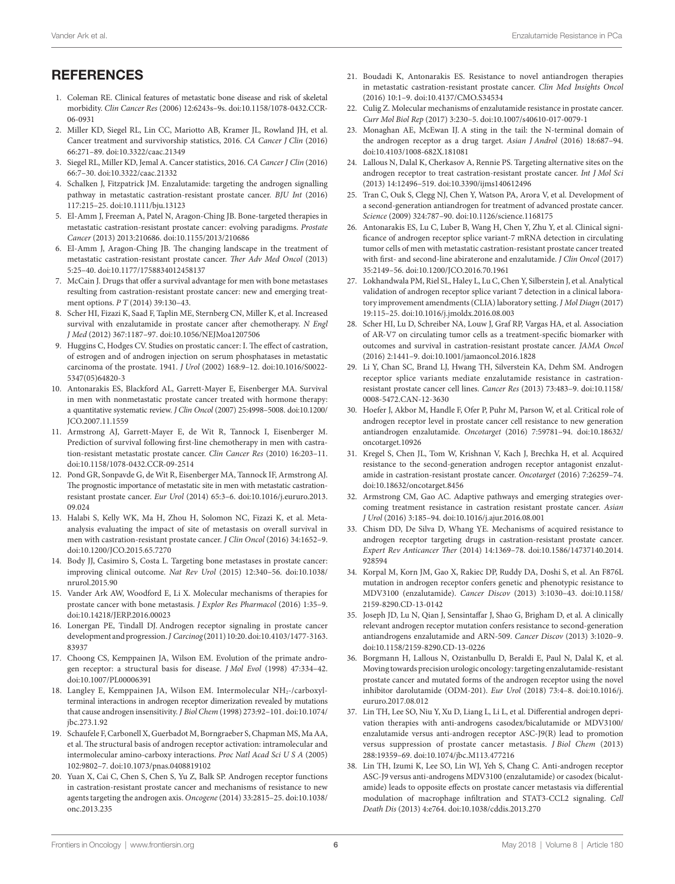## REFERENCES

1. Coleman RE. Clinical features of metastatic bone disease and risk of skeletal morbidity. *Clin Cancer Res* (2006) 12:6243s–9s. doi:10.1158/1078-0432.CCR-06-0931
2. Miller KD, Siegel RL, Lin CC, Mariotto AB, Kramer JL, Rowland JH, et al. Cancer treatment and survivorship statistics, 2016. *CA Cancer J Clin* (2016) 66:271–89. doi:10.3322/caac.21349
3. Siegel RL, Miller KD, Jemal A. Cancer statistics, 2016. *CA Cancer J Clin* (2016) 66:7–30. doi:10.3322/caac.21332
4. Schalken J, Fitzpatrick JM. Enzalutamide: targeting the androgen signalling pathway in metastatic castration-resistant prostate cancer. *BJU Int* (2016) 117:215–25. doi:10.1111/bju.13123
5. El-Amm J, Freeman A, Patel N, Aragon-Ching JB. Bone-targeted therapies in metastatic castration-resistant prostate cancer: evolving paradigms. *Prostate Cancer* (2013) 2013:210686. doi:10.1155/2013/210686
6. El-Amm J, Aragon-Ching JB. The changing landscape in the treatment of metastatic castration-resistant prostate cancer. *Ther Adv Med Oncol* (2013) 5:25–40. doi:10.1177/1758834012458137
7. McCain J. Drugs that offer a survival advantage for men with bone metastases resulting from castration-resistant prostate cancer: new and emerging treatment options. *P T* (2014) 39:130–43.
8. Scher HI, Fizazi K, Saad F, Taplin ME, Sternberg CN, Miller K, et al. Increased survival with enzalutamide in prostate cancer after chemotherapy. *N Engl J Med* (2012) 367:1187–97. doi:10.1056/NEJMoa1207506
9. Huggins C, Hodges CV. Studies on prostatic cancer: I. The effect of castration, of estrogen and of androgen injection on serum phosphatases in metastatic carcinoma of the prostate. 1941. *J Urol* (2002) 168:9–12. doi:10.1016/S0022-5347(05)64820-3
10. Antonarakis ES, Blackford AL, Garrett-Mayer E, Eisenberger MA. Survival in men with nonmetastatic prostate cancer treated with hormone therapy: a quantitative systematic review. *J Clin Oncol* (2007) 25:4998–5008. doi:10.1200/JCO.2007.11.1559
11. Armstrong AJ, Garrett-Mayer E, de Wit R, Tannock I, Eisenberger M. Prediction of survival following first-line chemotherapy in men with castration-resistant metastatic prostate cancer. *Clin Cancer Res* (2010) 16:203–11. doi:10.1158/1078-0432.CCR-09-2514
12. Pond GR, Sonpavde G, de Wit R, Eisenberger MA, Tannock IF, Armstrong AJ. The prognostic importance of metastatic site in men with metastatic castration-resistant prostate cancer. *Eur Urol* (2014) 65:3–6. doi:10.1016/j.eururo.2013.09.024
13. Halabi S, Kelly WK, Ma H, Zhou H, Solomon NC, Fizazi K, et al. Meta-analysis evaluating the impact of site of metastasis on overall survival in men with castration-resistant prostate cancer. *J Clin Oncol* (2016) 34:1652–9. doi:10.1200/JCO.2015.65.7270
14. Body JJ, Casimiro S, Costa L. Targeting bone metastases in prostate cancer: improving clinical outcome. *Nat Rev Urol* (2015) 12:340–56. doi:10.1038/nrurol.2015.90
15. Vander Ark AW, Woodford E, Li X. Molecular mechanisms of therapies for prostate cancer with bone metastasis. *J Explor Res Pharmacol* (2016) 1:35–9. doi:10.14218/JERP.2016.00023
16. Lonergan PE, Tindall DJ. Androgen receptor signaling in prostate cancer development and progression. *J Carcinog* (2011) 10:20. doi:10.4103/1477-3163.83937
17. Choong CS, Kemppainen JA, Wilson EM. Evolution of the primate androgen receptor: a structural basis for disease. *J Mol Evol* (1998) 47:334–42. doi:10.1007/PL00006391
18. Langley E, Kemppainen JA, Wilson EM. Intermolecular $NH_2$-/carboxyl-terminal interactions in androgen receptor dimerization revealed by mutations that cause androgen insensitivity. *J Biol Chem* (1998) 273:92–101. doi:10.1074/jbc.273.1.92
19. Schaufele F, Carbonell X, Guerbadot M, Borngraeber S, Chapman MS, Ma AA, et al. The structural basis of androgen receptor activation: intramolecular and intermolecular amino-carboxy interactions. *Proc Natl Acad Sci U S A* (2005) 102:9802–7. doi:10.1073/pnas.0408819102
20. Yuan X, Cai C, Chen S, Chen S, Yu Z, Balk SP. Androgen receptor functions in castration-resistant prostate cancer and mechanisms of resistance to new agents targeting the androgen axis. *Oncogene* (2014) 33:2815–25. doi:10.1038/onc.2013.235
21. Boudadi K, Antonarakis ES. Resistance to novel antiandrogen therapies in metastatic castration-resistant prostate cancer. *Clin Med Insights Oncol* (2016) 10:1–9. doi:10.4137/CMO.S34534
22. Culig Z. Molecular mechanisms of enzalutamide resistance in prostate cancer. *Curr Mol Biol Rep* (2017) 3:230–5. doi:10.1007/s40610-017-0079-1
23. Monaghan AE, McEwan IJ. A sting in the tail: the N-terminal domain of the androgen receptor as a drug target. *Asian J Androl* (2016) 18:687–94. doi:10.4103/1008-682X.181081
24. Lallous N, Dalal K, Cherkasov A, Rennie PS. Targeting alternative sites on the androgen receptor to treat castration-resistant prostate cancer. *Int J Mol Sci* (2013) 14:12496–519. doi:10.3390/ijms140612496
25. Tran C, Ouk S, Clegg NJ, Chen Y, Watson PA, Arora V, et al. Development of a second-generation antiandrogen for treatment of advanced prostate cancer. *Science* (2009) 324:787–90. doi:10.1126/science.1168175
26. Antonarakis ES, Lu C, Luber B, Wang H, Chen Y, Zhu Y, et al. Clinical significance of androgen receptor splice variant-7 mRNA detection in circulating tumor cells of men with metastatic castration-resistant prostate cancer treated with first- and second-line abiraterone and enzalutamide. *J Clin Oncol* (2017) 35:2149–56. doi:10.1200/JCO.2016.70.1961
27. Lokhandwala PM, Riel SL, Haley L, Lu C, Chen Y, Silberstein J, et al. Analytical validation of androgen receptor splice variant 7 detection in a clinical laboratory improvement amendments (CLIA) laboratory setting. *J Mol Diagn* (2017) 19:115–25. doi:10.1016/j.jmoldx.2016.08.003
28. Scher HI, Lu D, Schreiber NA, Louw J, Graf RP, Vargas HA, et al. Association of AR-V7 on circulating tumor cells as a treatment-specific biomarker with outcomes and survival in castration-resistant prostate cancer. *JAMA Oncol* (2016) 2:1441–9. doi:10.1001/jamaoncol.2016.1828
29. Li Y, Chan SC, Brand LJ, Hwang TH, Silverstein KA, Dehm SM. Androgen receptor splice variants mediate enzalutamide resistance in castration-resistant prostate cancer cell lines. *Cancer Res* (2013) 73:483–9. doi:10.1158/0008-5472.CAN-12-3630
30. Hoefer J, Akbor M, Handle F, Ofer P, Puhr M, Parson W, et al. Critical role of androgen receptor level in prostate cancer cell resistance to new generation antiandrogen enzalutamide. *Oncotarget* (2016) 7:59781–94. doi:10.18632/oncotarget.10926
31. Kregel S, Chen JL, Tom W, Krishnan V, Kach J, Brechka H, et al. Acquired resistance to the second-generation androgen receptor antagonist enzalutamide in castration-resistant prostate cancer. *Oncotarget* (2016) 7:26259–74. doi:10.18632/oncotarget.8456
32. Armstrong CM, Gao AC. Adaptive pathways and emerging strategies overcoming treatment resistance in castration resistant prostate cancer. *Asian J Urol* (2016) 3:185–94. doi:10.1016/j.ajur.2016.08.001
33. Chism DD, De Silva D, Whang YE. Mechanisms of acquired resistance to androgen receptor targeting drugs in castration-resistant prostate cancer. *Expert Rev Anticancer Ther* (2014) 14:1369–78. doi:10.1586/14737140.2014.928594
34. Korpal M, Korn JM, Gao X, Rakiec DP, Ruddy DA, Doshi S, et al. An F876L mutation in androgen receptor confers genetic and phenotypic resistance to MDV3100 (enzalutamide). *Cancer Discov* (2013) 3:1030–43. doi:10.1158/2159-8290.CD-13-0142
35. Joseph JD, Lu N, Qian J, Sensintaffar J, Shao G, Brigham D, et al. A clinically relevant androgen receptor mutation confers resistance to second-generation antiandrogens enzalutamide and ARN-509. *Cancer Discov* (2013) 3:1020–9. doi:10.1158/2159-8290.CD-13-0226
36. Borgmann H, Lallous N, Ozistanbullu D, Beraldi E, Paul N, Dalal K, et al. Moving towards precision urologic oncology: targeting enzalutamide-resistant prostate cancer and mutated forms of the androgen receptor using the novel inhibitor darolutamide (ODM-201). *Eur Urol* (2018) 73:4–8. doi:10.1016/j.eururo.2017.08.012
37. Lin TH, Lee SO, Niu Y, Xu D, Liang L, Li L, et al. Differential androgen deprivation therapies with anti-androgens casodex/bicalutamide or MDV3100/enzalutamide versus anti-androgen receptor ASC-J9(R) lead to promotion versus suppression of prostate cancer metastasis. *J Biol Chem* (2013) 288:19359–69. doi:10.1074/jbc.M113.477216
38. Lin TH, Izumi K, Lee SO, Lin WJ, Yeh S, Chang C. Anti-androgen receptor ASC-J9 versus anti-androgens MDV3100 (enzalutamide) or casodex (bicalutamide) leads to opposite effects on prostate cancer metastasis via differential modulation of macrophage infiltration and STAT3-CCL2 signaling. *Cell Death Dis* (2013) 4:e764. doi:10.1038/cddis.2013.270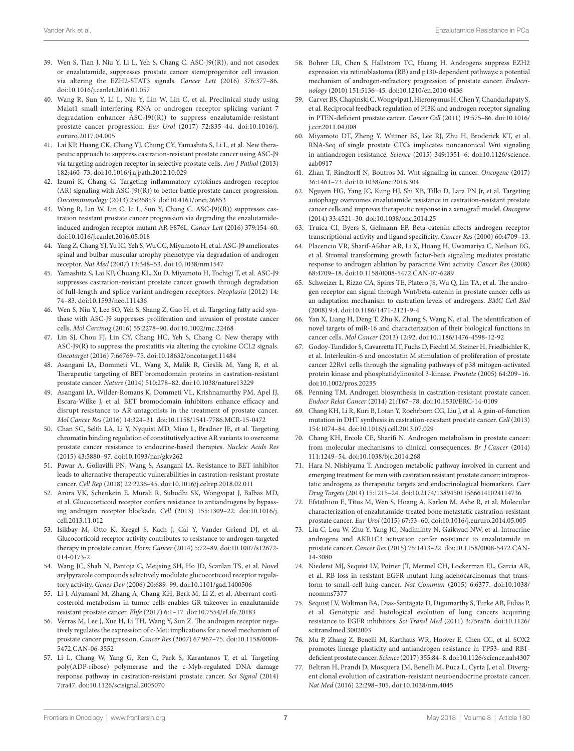39. Wen S, Tian J, Niu Y, Li L, Yeh S, Chang C. ASC-J9((R)), and not casodex or enzalutamide, suppresses prostate cancer stem/progenitor cell invasion via altering the EZH2-STAT3 signals. *Cancer Lett* (2016) 376:377–86. doi:10.1016/j.canlet.2016.01.057

40. Wang R, Sun Y, Li L, Niu Y, Lin W, Lin C, et al. Preclinical study using Malat1 small interfering RNA or androgen receptor splicing variant 7 degradation enhancer ASC-J9((R)) to suppress enzalutamide-resistant prostate cancer progression. *Eur Urol* (2017) 72:835–44. doi:10.1016/j.eururo.2017.04.005

41. Lai KP, Huang CK, Chang YJ, Chung CY, Yamashita S, Li L, et al. New therapeutic approach to suppress castration-resistant prostate cancer using ASC-J9 via targeting androgen receptor in selective prostate cells. *Am J Pathol* (2013) 182:460–73. doi:10.1016/j.ajpath.2012.10.029

42. Izumi K, Chang C. Targeting inflammatory cytokines-androgen receptor (AR) signaling with ASC-J9((R)) to better battle prostate cancer progression. *Oncoimmunology* (2013) 2:e26853. doi:10.4161/onci.26853

43. Wang R, Lin W, Lin C, Li L, Sun Y, Chang C. ASC-J9((R)) suppresses castration resistant prostate cancer progression via degrading the enzalutamide-induced androgen receptor mutant AR-F876L. *Cancer Lett* (2016) 379:154–60. doi:10.1016/j.canlet.2016.05.018

44. Yang Z, Chang YJ, Yu IC, Yeh S, Wu CC, Miyamoto H, et al. ASC-J9 ameliorates spinal and bulbar muscular atrophy phenotype via degradation of androgen receptor. *Nat Med* (2007) 13:348–53. doi:10.1038/nm1547

45. Yamashita S, Lai KP, Chuang KL, Xu D, Miyamoto H, Tochigi T, et al. ASC-J9 suppresses castration-resistant prostate cancer growth through degradation of full-length and splice variant androgen receptors. *Neoplasia* (2012) 14:74–83. doi:10.1593/neo.111436

46. Wen S, Niu Y, Lee SO, Yeh S, Shang Z, Gao H, et al. Targeting fatty acid synthase with ASC-J9 suppresses proliferation and invasion of prostate cancer cells. *Mol Carcinog* (2016) 55:2278–90. doi:10.1002/mc.22468

47. Lin SJ, Chou FJ, Lin CY, Chang HC, Yeh S, Chang C. New therapy with ASC-J9(R) to suppress the prostatitis via altering the cytokine CCL2 signals. *Oncotarget* (2016) 7:66769–75. doi:10.18632/oncotarget.11484

48. Asangani IA, Dommeti VL, Wang X, Malik R, Cieslik M, Yang R, et al. Therapeutic targeting of BET bromodomain proteins in castration-resistant prostate cancer. *Nature* (2014) 510:278–82. doi:10.1038/nature13229

49. Asangani IA, Wilder-Romans K, Dommeti VL, Krishnamurthy PM, Apel IJ, Escara-Wilke J, et al. BET bromodomain inhibitors enhance efficacy and disrupt resistance to AR antagonists in the treatment of prostate cancer. *Mol Cancer Res* (2016) 14:324–31. doi:10.1158/1541-7786.MCR-15-0472

50. Chan SC, Selth LA, Li Y, Nyquist MD, Miao L, Bradner JE, et al. Targeting chromatin binding regulation of constitutively active AR variants to overcome prostate cancer resistance to endocrine-based therapies. *Nucleic Acids Res* (2015) 43:5880–97. doi:10.1093/nar/gkv262

51. Pawar A, Gollavilli PN, Wang S, Asangani IA. Resistance to BET inhibitor leads to alternative therapeutic vulnerabilities in castration-resistant prostate cancer. *Cell Rep* (2018) 22:2236–45. doi:10.1016/j.celrep.2018.02.011

52. Arora VK, Schenkein E, Murali R, Subudhi SK, Wongvipat J, Balbas MD, et al. Glucocorticoid receptor confers resistance to antiandrogens by bypassing androgen receptor blockade. *Cell* (2013) 155:1309–22. doi:10.1016/j.cell.2013.11.012

53. Isikbay M, Otto K, Kregel S, Kach J, Cai Y, Vander Griend DJ, et al. Glucocorticoid receptor activity contributes to resistance to androgen-targeted therapy in prostate cancer. *Horm Cancer* (2014) 5:72–89. doi:10.1007/s12672-014-0173-2

54. Wang JC, Shah N, Pantoja C, Meijsing SH, Ho JD, Scanlan TS, et al. Novel arylpyrazole compounds selectively modulate glucocorticoid receptor regulatory activity. *Genes Dev* (2006) 20:689–99. doi:10.1101/gad.1400506

55. Li J, Alyamani M, Zhang A, Chang KH, Berk M, Li Z, et al. Aberrant corticosteroid metabolism in tumor cells enables GR takeover in enzalutamide resistant prostate cancer. *Elife* (2017) 6:1–17. doi:10.7554/eLife.20183

56. Verras M, Lee J, Xue H, Li TH, Wang Y, Sun Z. The androgen receptor negatively regulates the expression of c-Met: implications for a novel mechanism of prostate cancer progression. *Cancer Res* (2007) 67:967–75. doi:10.1158/0008-5472.CAN-06-3552

57. Li L, Chang W, Yang G, Ren C, Park S, Karantanos T, et al. Targeting poly(ADP-ribose) polymerase and the c-Myb-regulated DNA damage response pathway in castration-resistant prostate cancer. *Sci Signal* (2014) 7:ra47. doi:10.1126/scisignal.2005070

58. Bohrer LR, Chen S, Hallstrom TC, Huang H. Androgens suppress EZH2 expression via retinoblastoma (RB) and p130-dependent pathways: a potential mechanism of androgen-refractory progression of prostate cancer. *Endocrinology* (2010) 151:5136–45. doi:10.1210/en.2010-0436

59. Carver BS, Chapinski C, Wongvipat J, Hieronymus H, Chen Y, Chandarlapaty S, et al. Reciprocal feedback regulation of PI3K and androgen receptor signaling in PTEN-deficient prostate cancer. *Cancer Cell* (2011) 19:575–86. doi:10.1016/j.ccr.2011.04.008

60. Miyamoto DT, Zheng Y, Wittner BS, Lee RJ, Zhu H, Broderick KT, et al. RNA-Seq of single prostate CTCs implicates noncanonical Wnt signaling in antiandrogen resistance. *Science* (2015) 349:1351–6. doi:10.1126/science.aab0917

61. Zhan T, Rindtorff N, Boutros M. Wnt signaling in cancer. *Oncogene* (2017) 36:1461–73. doi:10.1038/onc.2016.304

62. Nguyen HG, Yang JC, Kung HJ, Shi XB, Tilki D, Lara PN Jr, et al. Targeting autophagy overcomes enzalutamide resistance in castration-resistant prostate cancer cells and improves therapeutic response in a xenograft model. *Oncogene* (2014) 33:4521–30. doi:10.1038/onc.2014.25

63. Truica CI, Byers S, Gelmann EP. Beta-catenin affects androgen receptor transcriptional activity and ligand specificity. *Cancer Res* (2000) 60:4709–13.

64. Placencio VR, Sharif-Afshar AR, Li X, Huang H, Uwamariya C, Neilson EG, et al. Stromal transforming growth factor-beta signaling mediates prostatic response to androgen ablation by paracrine Wnt activity. *Cancer Res* (2008) 68:4709–18. doi:10.1158/0008-5472.CAN-07-6289

65. Schweizer L, Rizzo CA, Spires TE, Platero JS, Wu Q, Lin TA, et al. The androgen receptor can signal through Wnt/beta-catenin in prostate cancer cells as an adaptation mechanism to castration levels of androgens. *BMC Cell Biol* (2008) 9:4. doi:10.1186/1471-2121-9-4

66. Yan X, Liang H, Deng T, Zhu K, Zhang S, Wang N, et al. The identification of novel targets of miR-16 and characterization of their biological functions in cancer cells. *Mol Cancer* (2013) 12:92. doi:10.1186/1476-4598-12-92

67. Godoy-Tundidor S, Cavarretta IT, Fuchs D, Fiechtl M, Steiner H, Friedbichler K, et al. Interleukin-6 and oncostatin M stimulation of proliferation of prostate cancer 22Rv1 cells through the signaling pathways of p38 mitogen-activated protein kinase and phosphatidylinositol 3-kinase. *Prostate* (2005) 64:209–16. doi:10.1002/pros.20235

68. Penning TM. Androgen biosynthesis in castration-resistant prostate cancer. *Endocr Relat Cancer* (2014) 21:T67–78. doi:10.1530/ERC-14-0109

69. Chang KH, Li R, Kuri B, Lotan Y, Roehrborn CG, Liu J, et al. A gain-of-function mutation in DHT synthesis in castration-resistant prostate cancer. *Cell* (2013) 154:1074–84. doi:10.1016/j.cell.2013.07.029

70. Chang KH, Ercole CE, Sharifi N. Androgen metabolism in prostate cancer: from molecular mechanisms to clinical consequences. *Br J Cancer* (2014) 111:1249–54. doi:10.1038/bjc.2014.268

71. Hara N, Nishiyama T. Androgen metabolic pathway involved in current and emerging treatment for men with castration resistant prostate cancer: intraprostatic androgens as therapeutic targets and endocrinological biomarkers. *Curr Drug Targets* (2014) 15:1215–24. doi:10.2174/1389450115666141024114736

72. Efstathiou E, Titus M, Wen S, Hoang A, Karlou M, Ashe R, et al. Molecular characterization of enzalutamide-treated bone metastatic castration-resistant prostate cancer. *Eur Urol* (2015) 67:53–60. doi:10.1016/j.eururo.2014.05.005

73. Liu C, Lou W, Zhu Y, Yang JC, Nadiminty N, Gaikwad NW, et al. Intracrine androgens and AKR1C3 activation confer resistance to enzalutamide in prostate cancer. *Cancer Res* (2015) 75:1413–22. doi:10.1158/0008-5472.CAN-14-3080

74. Niederst MJ, Sequist LV, Poirier JT, Mermel CH, Lockerman EL, Garcia AR, et al. RB loss in resistant EGFR mutant lung adenocarcinomas that transform to small-cell lung cancer. *Nat Commun* (2015) 6:6377. doi:10.1038/ncomms7377

75. Sequist LV, Waltman BA, Dias-Santagata D, Digumarthy S, Turke AB, Fidias P, et al. Genotypic and histological evolution of lung cancers acquiring resistance to EGFR inhibitors. *Sci Transl Med* (2011) 3:75ra26. doi:10.1126/scitranslmed.3002003

76. Mu P, Zhang Z, Benelli M, Karthaus WR, Hoover E, Chen CC, et al. SOX2 promotes lineage plasticity and antiandrogen resistance in TP53- and RB1-deficient prostate cancer. *Science* (2017) 355:84–8. doi:10.1126/science.aah4307

77. Beltran H, Prandi D, Mosquera JM, Benelli M, Puca L, Cyrta J, et al. Divergent clonal evolution of castration-resistant neuroendocrine prostate cancer. *Nat Med* (2016) 22:298–305. doi:10.1038/nm.4045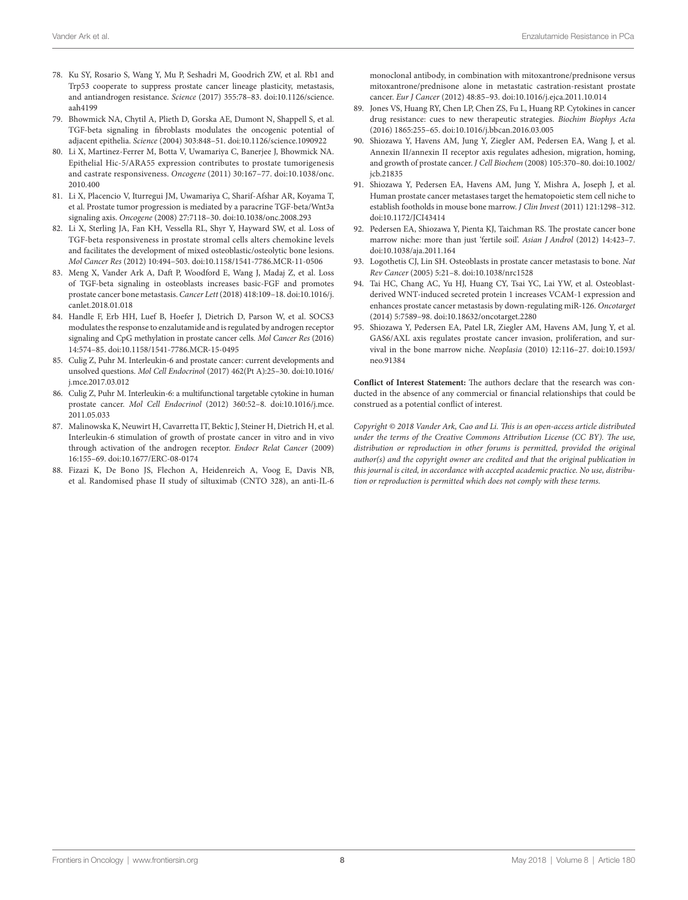78. Ku SY, Rosario S, Wang Y, Mu P, Seshadri M, Goodrich ZW, et al. Rb1 and Trp53 cooperate to suppress prostate cancer lineage plasticity, metastasis, and antiandrogen resistance. *Science* (2017) 355:78–83. doi:10.1126/science.aah4199
79. Bhowmick NA, Chytil A, Plieth D, Gorska AE, Dumont N, Shappell S, et al. TGF-beta signaling in fibroblasts modulates the oncogenic potential of adjacent epithelia. *Science* (2004) 303:848–51. doi:10.1126/science.1090922
80. Li X, Martinez-Ferrer M, Botta V, Uwamariya C, Banerjee J, Bhowmick NA. Epithelial Hic-5/ARA55 expression contributes to prostate tumorigenesis and castrate responsiveness. *Oncogene* (2011) 30:167–77. doi:10.1038/onc.2010.400
81. Li X, Placencio V, Iturregui JM, Uwamariya C, Sharif-Afshar AR, Koyama T, et al. Prostate tumor progression is mediated by a paracrine TGF-beta/Wnt3a signaling axis. *Oncogene* (2008) 27:7118–30. doi:10.1038/onc.2008.293
82. Li X, Sterling JA, Fan KH, Vessella RL, Shyr Y, Hayward SW, et al. Loss of TGF-beta responsiveness in prostate stromal cells alters chemokine levels and facilitates the development of mixed osteoblastic/osteolytic bone lesions. *Mol Cancer Res* (2012) 10:494–503. doi:10.1158/1541-7786.MCR-11-0506
83. Meng X, Vander Ark A, Daft P, Woodford E, Wang J, Madaj Z, et al. Loss of TGF-beta signaling in osteoblasts increases basic-FGF and promotes prostate cancer bone metastasis. *Cancer Lett* (2018) 418:109–18. doi:10.1016/j.canlet.2018.01.018
84. Handle F, Erb HH, Luef B, Hoefer J, Dietrich D, Parson W, et al. SOCS3 modulates the response to enzalutamide and is regulated by androgen receptor signaling and CpG methylation in prostate cancer cells. *Mol Cancer Res* (2016) 14:574–85. doi:10.1158/1541-7786.MCR-15-0495
85. Culig Z, Puhr M. Interleukin-6 and prostate cancer: current developments and unsolved questions. *Mol Cell Endocrinol* (2017) 462(Pt A):25–30. doi:10.1016/j.mce.2017.03.012
86. Culig Z, Puhr M. Interleukin-6: a multifunctional targetable cytokine in human prostate cancer. *Mol Cell Endocrinol* (2012) 360:52–8. doi:10.1016/j.mce.2011.05.033
87. Malinowska K, Neuwirt H, Cavarretta IT, Bektic J, Steiner H, Dietrich H, et al. Interleukin-6 stimulation of growth of prostate cancer in vitro and in vivo through activation of the androgen receptor. *Endocr Relat Cancer* (2009) 16:155–69. doi:10.1677/ERC-08-0174
88. Fizazi K, De Bono JS, Flechon A, Heidenreich A, Voog E, Davis NB, et al. Randomised phase II study of siltuximab (CNTO 328), an anti-IL-6 monoclonal antibody, in combination with mitoxantrone/prednisone versus mitoxantrone/prednisone alone in metastatic castration-resistant prostate cancer. *Eur J Cancer* (2012) 48:85–93. doi:10.1016/j.ejca.2011.10.014
89. Jones VS, Huang RY, Chen LP, Chen ZS, Fu L, Huang RP. Cytokines in cancer drug resistance: cues to new therapeutic strategies. *Biochim Biophys Acta* (2016) 1865:255–65. doi:10.1016/j.bbcan.2016.03.005
90. Shiozawa Y, Havens AM, Jung Y, Ziegler AM, Pedersen EA, Wang J, et al. Annexin II/annexin II receptor axis regulates adhesion, migration, homing, and growth of prostate cancer. *J Cell Biochem* (2008) 105:370–80. doi:10.1002/jcb.21835
91. Shiozawa Y, Pedersen EA, Havens AM, Jung Y, Mishra A, Joseph J, et al. Human prostate cancer metastases target the hematopoietic stem cell niche to establish footholds in mouse bone marrow. *J Clin Invest* (2011) 121:1298–312. doi:10.1172/JCI43414
92. Pedersen EA, Shiozawa Y, Pienta KJ, Taichman RS. The prostate cancer bone marrow niche: more than just 'fertile soil'. *Asian J Androl* (2012) 14:423–7. doi:10.1038/aja.2011.164
93. Logothetis CJ, Lin SH. Osteoblasts in prostate cancer metastasis to bone. *Nat Rev Cancer* (2005) 5:21–8. doi:10.1038/nrc1528
94. Tai HC, Chang AC, Yu HJ, Huang CY, Tsai YC, Lai YW, et al. Osteoblast-derived WNT-induced secreted protein 1 increases VCAM-1 expression and enhances prostate cancer metastasis by down-regulating miR-126. *Oncotarget* (2014) 5:7589–98. doi:10.18632/oncotarget.2280
95. Shiozawa Y, Pedersen EA, Patel LR, Ziegler AM, Havens AM, Jung Y, et al. GAS6/AXL axis regulates prostate cancer invasion, proliferation, and survival in the bone marrow niche. *Neoplasia* (2010) 12:116–27. doi:10.1593/neo.91384

**Conflict of Interest Statement:** The authors declare that the research was conducted in the absence of any commercial or financial relationships that could be construed as a potential conflict of interest.

*Copyright © 2018 Vander Ark, Cao and Li. This is an open-access article distributed under the terms of the Creative Commons Attribution License (CC BY). The use, distribution or reproduction in other forums is permitted, provided the original author(s) and the copyright owner are credited and that the original publication in this journal is cited, in accordance with accepted academic practice. No use, distribution or reproduction is permitted which does not comply with these terms.*